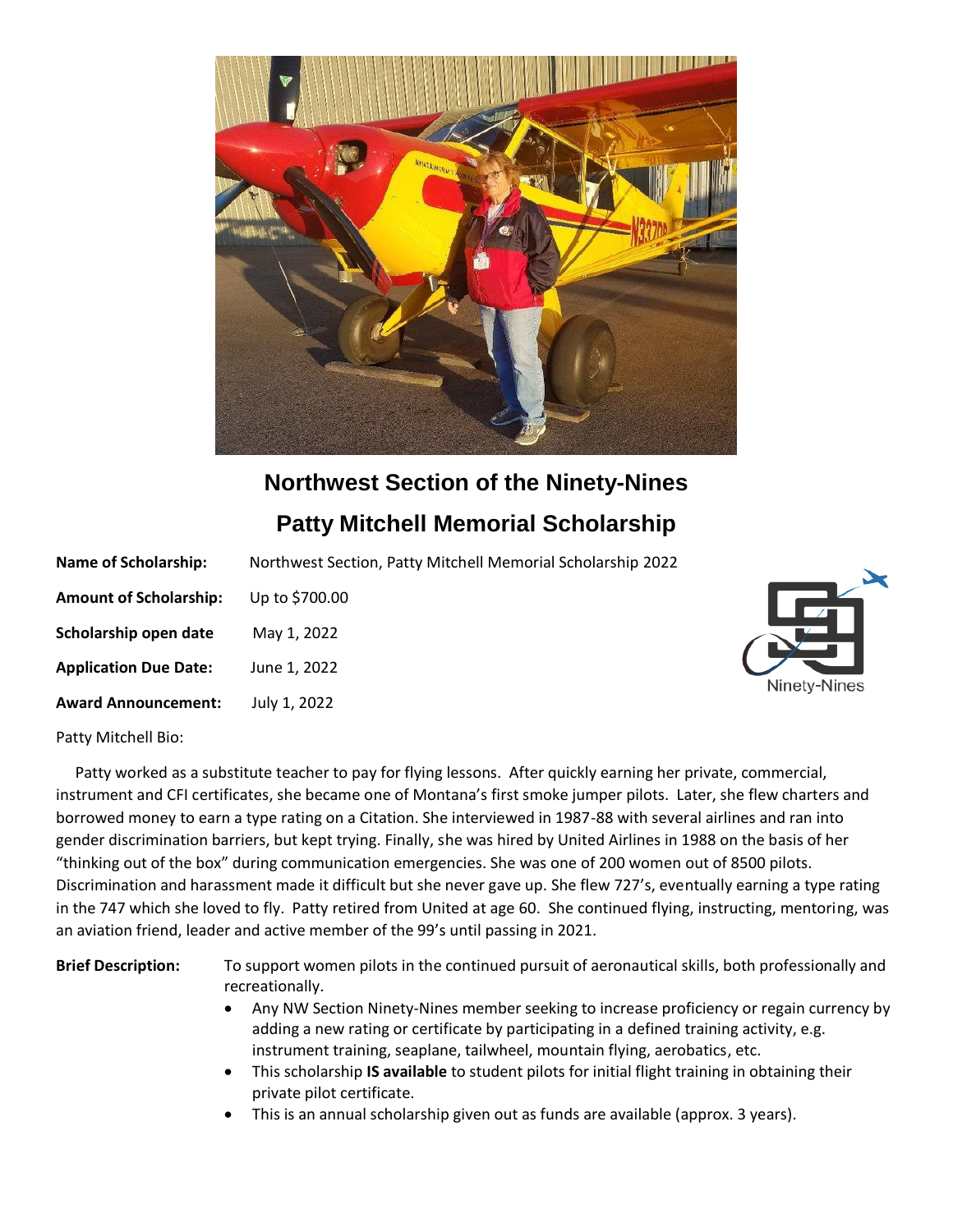# Northwest Section of the Ninety-Nines

## Patty Mitchell Memorial Scholarship

**Name of Scholarship:** Northwest Section, Patty Mitchell Memorial Scholarship 2022

**Amount of Scholarship:** Up to $700.00

**Scholarship open date** May 1, 2022

**Application Due Date:** June 1, 2022

**Award Announcement:** July 1, 2022

Patty Mitchell Bio:

Patty worked as a substitute teacher to pay for flying lessons. After quickly earning her private, commercial, instrument and CFI certificates, she became one of Montana's first smoke jumper pilots. Later, she flew charters and borrowed money to earn a type rating on a Citation. She interviewed in 1987-88 with several airlines and ran into gender discrimination barriers, but kept trying. Finally, she was hired by United Airlines in 1988 on the basis of her "thinking out of the box" during communication emergencies. She was one of 200 women out of 8500 pilots. Discrimination and harassment made it difficult but she never gave up. She flew 727's, eventually earning a type rating in the 747 which she loved to fly. Patty retired from United at age 60. She continued flying, instructing, mentoring, was an aviation friend, leader and active member of the 99's until passing in 2021.

**Brief Description:** To support women pilots in the continued pursuit of aeronautical skills, both professionally and recreationally.

- Any NW Section Ninety-Nines member seeking to increase proficiency or regain currency by adding a new rating or certificate by participating in a defined training activity, e.g. instrument training, seaplane, tailwheel, mountain flying, aerobatics, etc.
- This scholarship **IS available** to student pilots for initial flight training in obtaining their private pilot certificate.
- This is an annual scholarship given out as funds are available (approx. 3 years).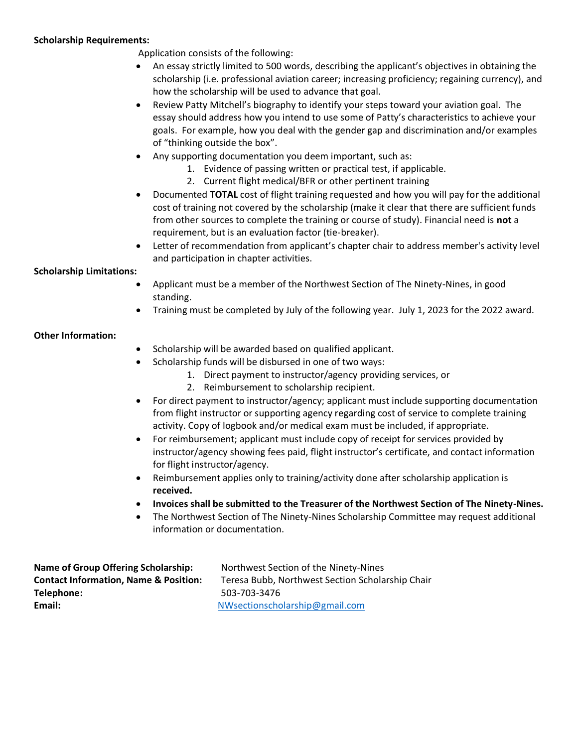**Scholarship Requirements:**

Application consists of the following:

- An essay strictly limited to 500 words, describing the applicant's objectives in obtaining the scholarship (i.e. professional aviation career; increasing proficiency; regaining currency), and how the scholarship will be used to advance that goal.
- Review Patty Mitchell's biography to identify your steps toward your aviation goal. The essay should address how you intend to use some of Patty's characteristics to achieve your goals. For example, how you deal with the gender gap and discrimination and/or examples of "thinking outside the box".
- Any supporting documentation you deem important, such as:
  1. Evidence of passing written or practical test, if applicable.
  2. Current flight medical/BFR or other pertinent training
- Documented **TOTAL** cost of flight training requested and how you will pay for the additional cost of training not covered by the scholarship (make it clear that there are sufficient funds from other sources to complete the training or course of study). Financial need is **not** a requirement, but is an evaluation factor (tie-breaker).
- Letter of recommendation from applicant's chapter chair to address member's activity level and participation in chapter activities.

**Scholarship Limitations:**

- Applicant must be a member of the Northwest Section of The Ninety-Nines, in good standing.
- Training must be completed by July of the following year. July 1, 2023 for the 2022 award.

**Other Information:**

- Scholarship will be awarded based on qualified applicant.
- Scholarship funds will be disbursed in one of two ways:
  1. Direct payment to instructor/agency providing services, or
  2. Reimbursement to scholarship recipient.
- For direct payment to instructor/agency; applicant must include supporting documentation from flight instructor or supporting agency regarding cost of service to complete training activity. Copy of logbook and/or medical exam must be included, if appropriate.
- For reimbursement; applicant must include copy of receipt for services provided by instructor/agency showing fees paid, flight instructor's certificate, and contact information for flight instructor/agency.
- Reimbursement applies only to training/activity done after scholarship application is **received.**
- **Invoices shall be submitted to the Treasurer of the Northwest Section of The Ninety-Nines.**
- The Northwest Section of The Ninety-Nines Scholarship Committee may request additional information or documentation.

**Name of Group Offering Scholarship:** Northwest Section of the Ninety-Nines
**Contact Information, Name & Position:** Teresa Bubb, Northwest Section Scholarship Chair
**Telephone:** 503-703-3476
**Email:** NWsectionscholarship@gmail.com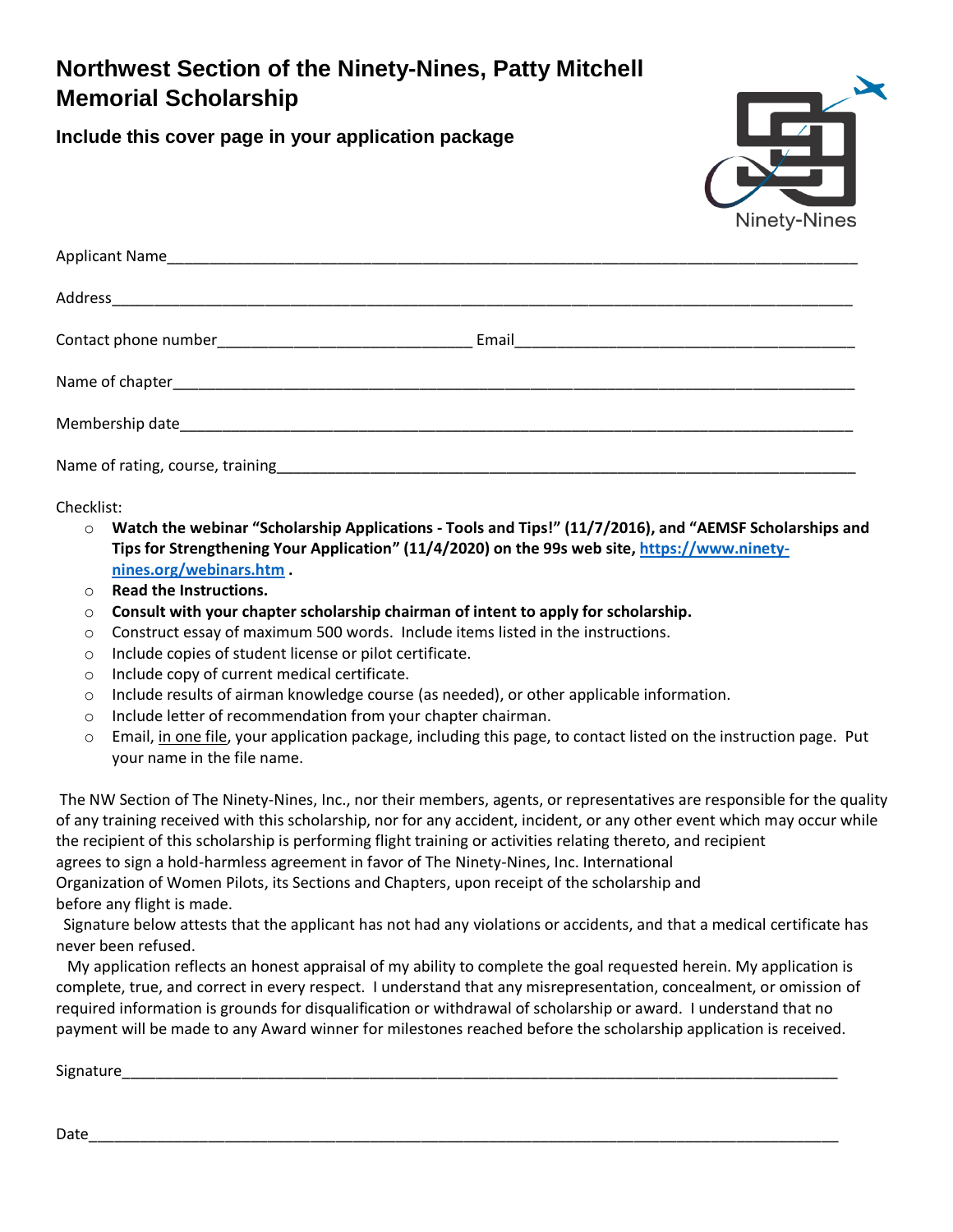# Northwest Section of the Ninety-Nines, Patty Mitchell Memorial Scholarship

### Include this cover page in your application package

Ninety-Nines

Applicant Name_______________________________________________________________________________

Address______________________________________________________________________________________

Contact phone number_____________________________ Email_______________________________________

Name of chapter_______________________________________________________________________________

Membership date_______________________________________________________________________________

Name of rating, course, training_______________________________________________________________

Checklist:

- **Watch the webinar "Scholarship Applications - Tools and Tips!" (11/7/2016), and "AEMSF Scholarships and Tips for Strengthening Your Application" (11/4/2020) on the 99s web site, https://www.ninety-nines.org/webinars.htm .**
- **Read the Instructions.**
- **Consult with your chapter scholarship chairman of intent to apply for scholarship.**
- Construct essay of maximum 500 words. Include items listed in the instructions.
- Include copies of student license or pilot certificate.
- Include copy of current medical certificate.
- Include results of airman knowledge course (as needed), or other applicable information.
- Include letter of recommendation from your chapter chairman.
- Email, in one file, your application package, including this page, to contact listed on the instruction page. Put your name in the file name.

The NW Section of The Ninety-Nines, Inc., nor their members, agents, or representatives are responsible for the quality of any training received with this scholarship, nor for any accident, incident, or any other event which may occur while the recipient of this scholarship is performing flight training or activities relating thereto, and recipient agrees to sign a hold-harmless agreement in favor of The Ninety-Nines, Inc. International Organization of Women Pilots, its Sections and Chapters, upon receipt of the scholarship and before any flight is made.

Signature below attests that the applicant has not had any violations or accidents, and that a medical certificate has never been refused.

My application reflects an honest appraisal of my ability to complete the goal requested herein. My application is complete, true, and correct in every respect. I understand that any misrepresentation, concealment, or omission of required information is grounds for disqualification or withdrawal of scholarship or award. I understand that no payment will be made to any Award winner for milestones reached before the scholarship application is received.

Signature_____________________________________________________________________________________

Date__________________________________________________________________________________________